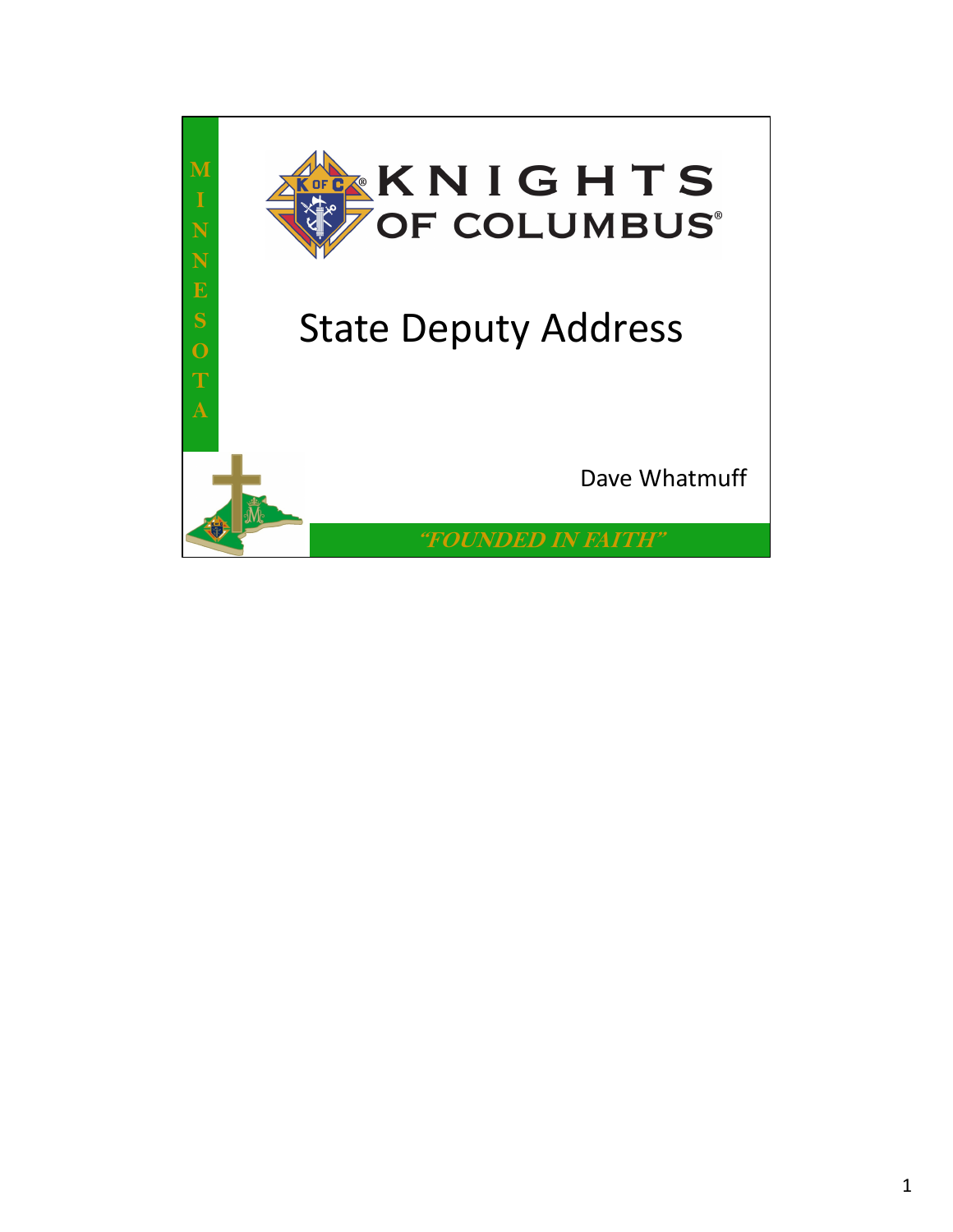MINNESOTA

KNIGHTS OF COLUMBUS®

# State Deputy Address

Dave Whatmuff

*"FOUNDED IN FAITH"*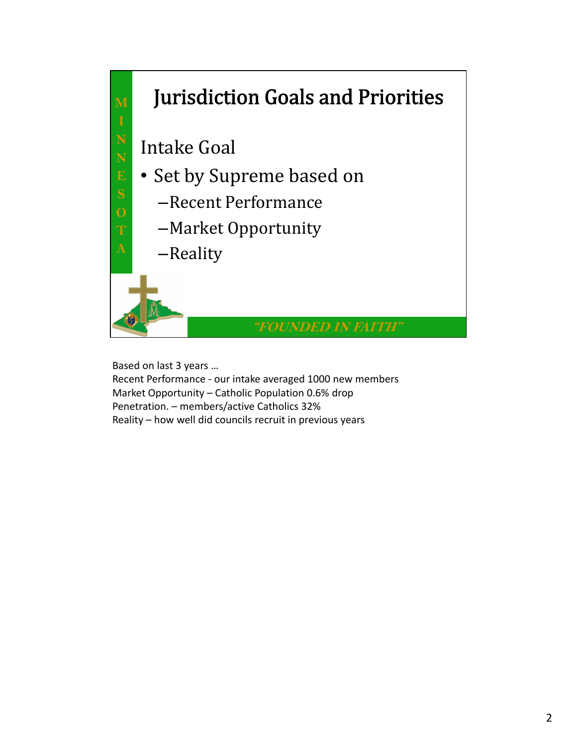# Jurisdiction Goals and Priorities

M I N N E S O T A

Intake Goal

- Set by Supreme based on
  - Recent Performance
  - Market Opportunity
  - Reality

*"FOUNDED IN FAITH"*

Based on last 3 years …
Recent Performance - our intake averaged 1000 new members
Market Opportunity – Catholic Population 0.6% drop
Penetration. – members/active Catholics 32%
Reality – how well did councils recruit in previous years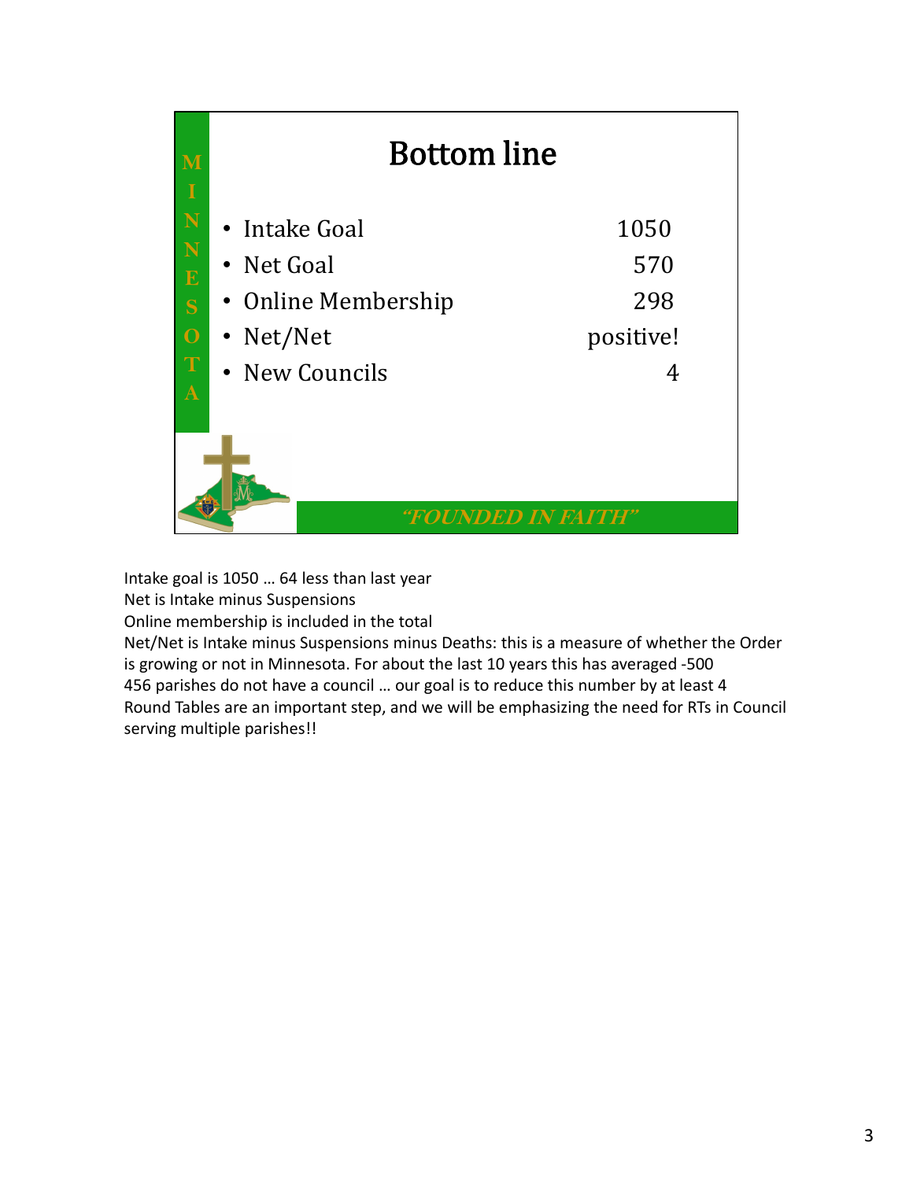# Bottom line

- Intake Goal 1050
- Net Goal 570
- Online Membership 298
- Net/Net positive!
- New Councils 4

*"FOUNDED IN FAITH"*

Intake goal is 1050 … 64 less than last year
Net is Intake minus Suspensions
Online membership is included in the total
Net/Net is Intake minus Suspensions minus Deaths: this is a measure of whether the Order is growing or not in Minnesota. For about the last 10 years this has averaged -500
456 parishes do not have a council … our goal is to reduce this number by at least 4
Round Tables are an important step, and we will be emphasizing the need for RTs in Council serving multiple parishes!!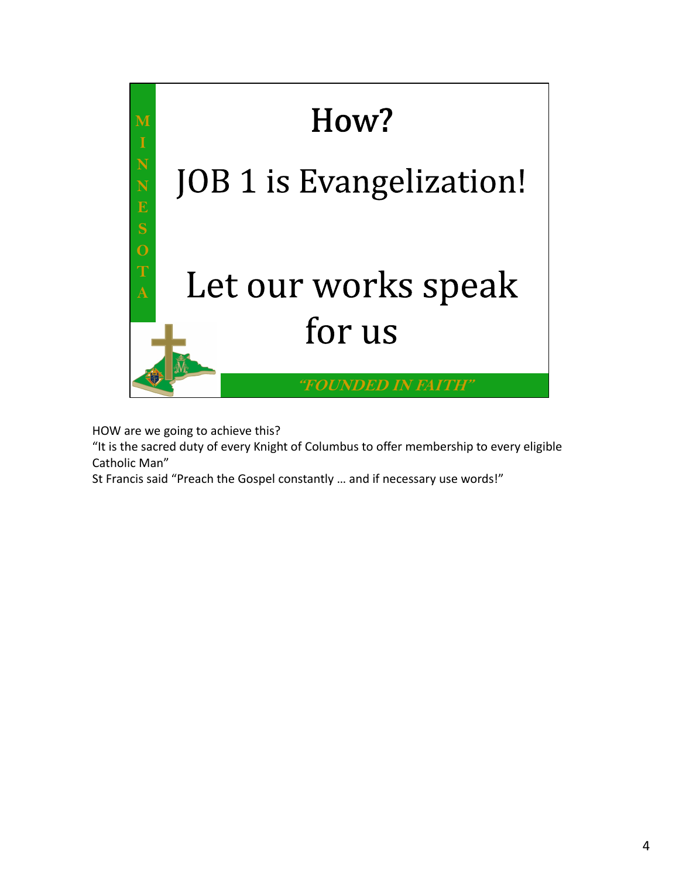# How?

## JOB 1 is Evangelization!

## Let our works speak for us

M I N N E S O T A

*"FOUNDED IN FAITH"*

HOW are we going to achieve this?
"It is the sacred duty of every Knight of Columbus to offer membership to every eligible Catholic Man"
St Francis said "Preach the Gospel constantly … and if necessary use words!"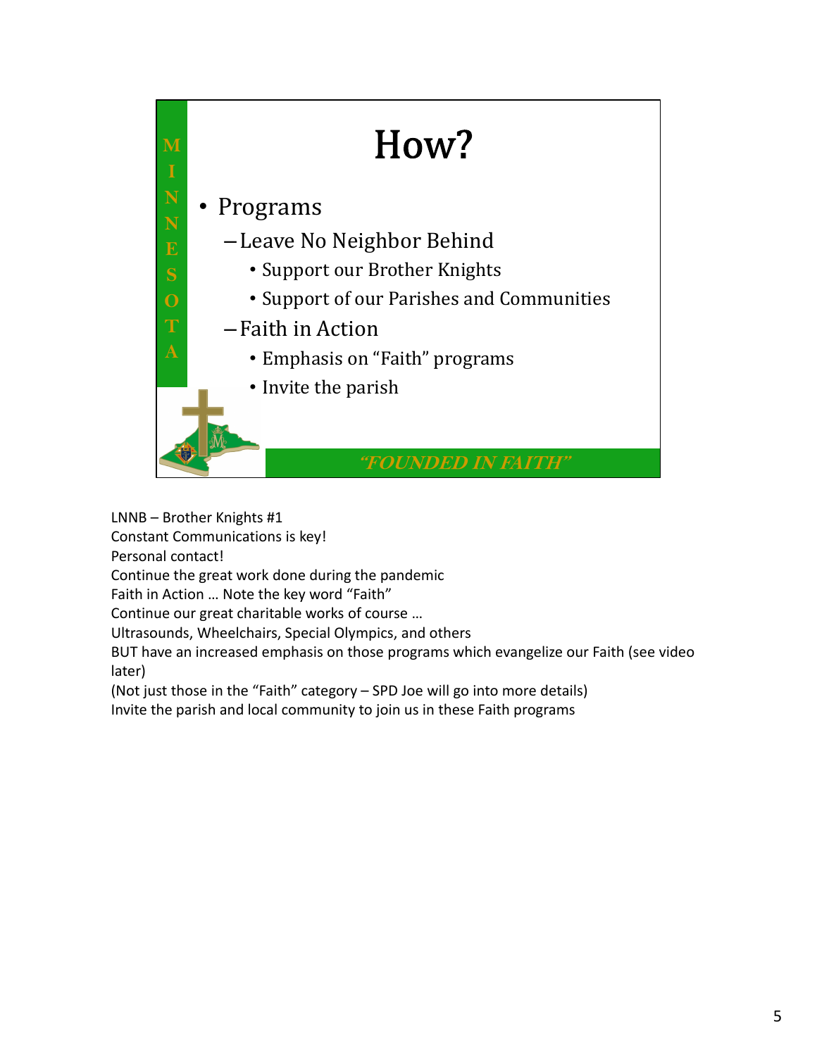# How?

- Programs
  - Leave No Neighbor Behind
    - Support our Brother Knights
    - Support of our Parishes and Communities
  - Faith in Action
    - Emphasis on "Faith" programs
    - Invite the parish

*"FOUNDED IN FAITH"*

LNNB – Brother Knights #1
Constant Communications is key!
Personal contact!
Continue the great work done during the pandemic
Faith in Action … Note the key word "Faith"
Continue our great charitable works of course …
Ultrasounds, Wheelchairs, Special Olympics, and others
BUT have an increased emphasis on those programs which evangelize our Faith (see video later)
(Not just those in the "Faith" category – SPD Joe will go into more details)
Invite the parish and local community to join us in these Faith programs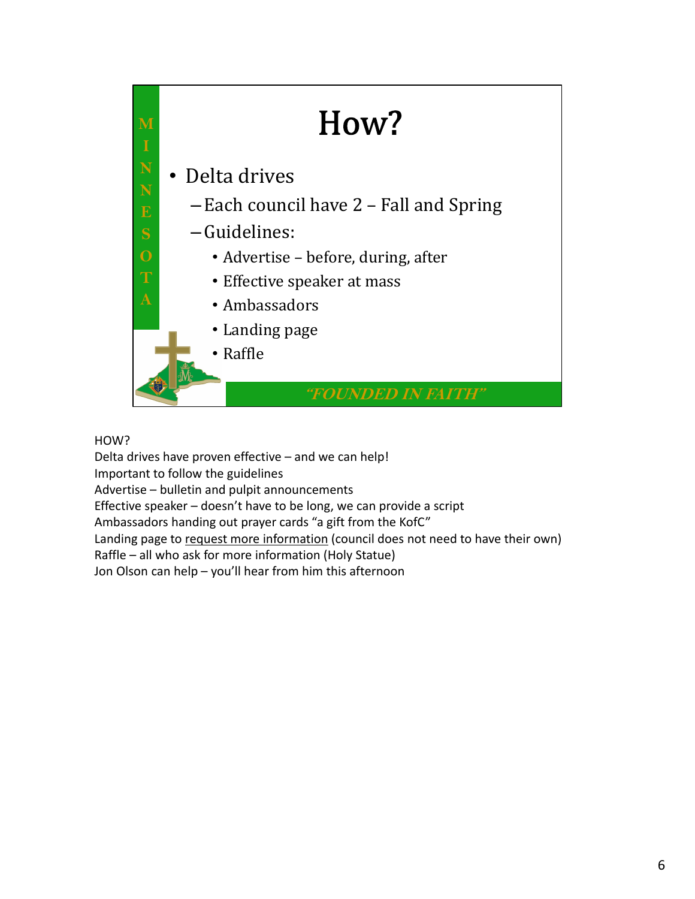# How?

- Delta drives
  - Each council have 2 – Fall and Spring
  - Guidelines:
    - Advertise – before, during, after
    - Effective speaker at mass
    - Ambassadors
    - Landing page
    - Raffle

*"FOUNDED IN FAITH"*

HOW?
Delta drives have proven effective – and we can help!
Important to follow the guidelines
Advertise – bulletin and pulpit announcements
Effective speaker – doesn't have to be long, we can provide a script
Ambassadors handing out prayer cards "a gift from the KofC"
Landing page to request more information (council does not need to have their own)
Raffle – all who ask for more information (Holy Statue)
Jon Olson can help – you'll hear from him this afternoon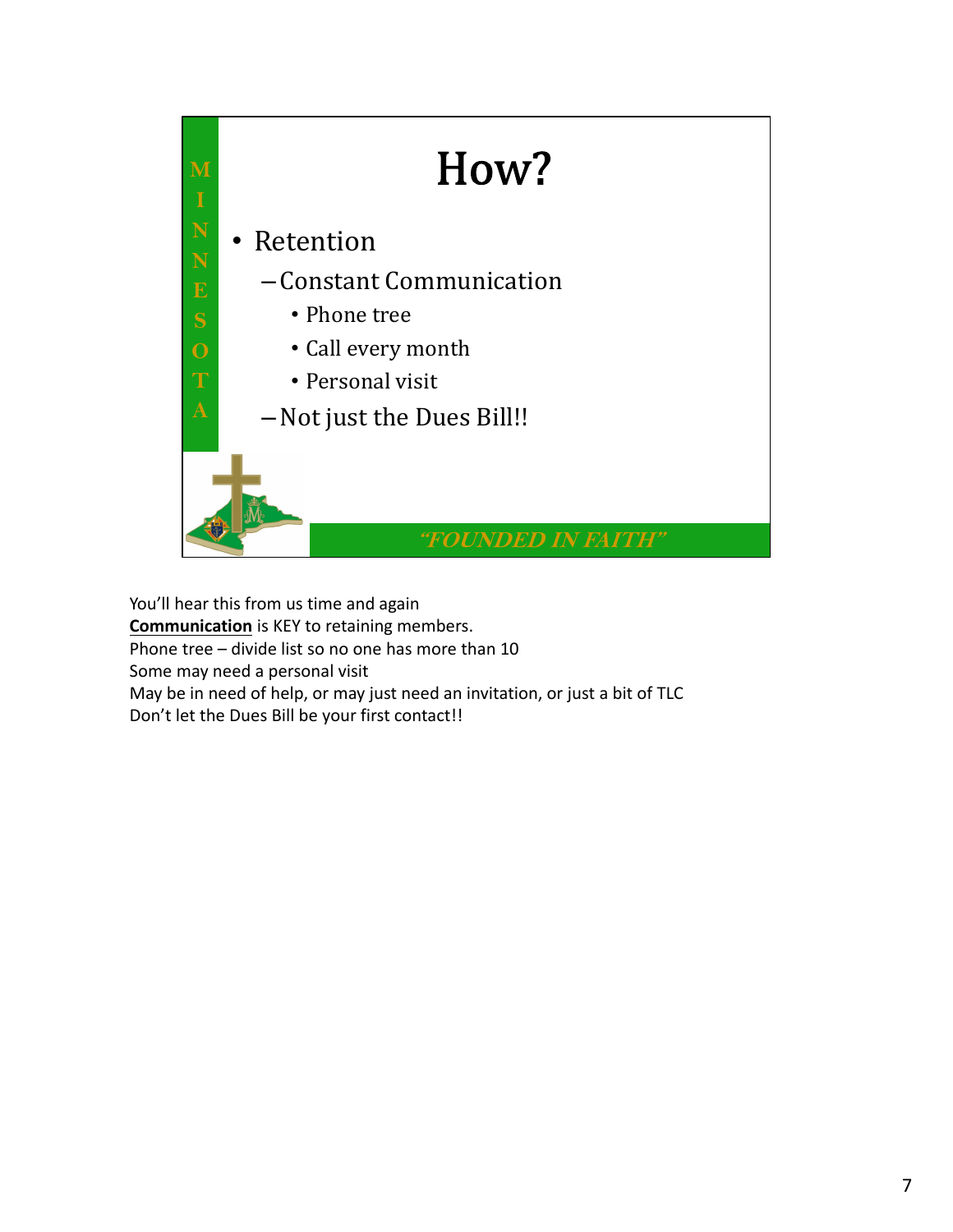# How?

- Retention
  - Constant Communication
    - Phone tree
    - Call every month
    - Personal visit
  - Not just the Dues Bill!!

M I N N E S O T A

*"FOUNDED IN FAITH"*

You'll hear this from us time and again
**Communication** is KEY to retaining members.
Phone tree – divide list so no one has more than 10
Some may need a personal visit
May be in need of help, or may just need an invitation, or just a bit of TLC
Don't let the Dues Bill be your first contact!!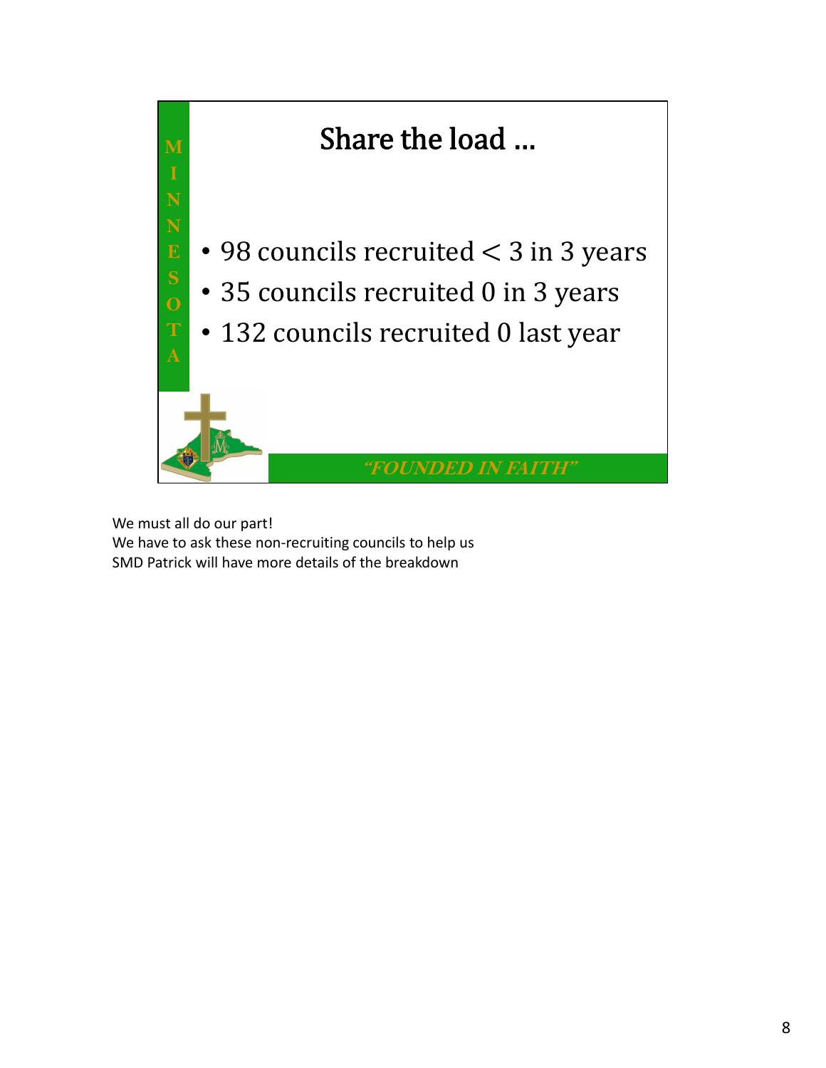# Share the load …

- 98 councils recruited < 3 in 3 years
- 35 councils recruited 0 in 3 years
- 132 councils recruited 0 last year

MINNESOTA

*"FOUNDED IN FAITH"*

We must all do our part!
We have to ask these non-recruiting councils to help us
SMD Patrick will have more details of the breakdown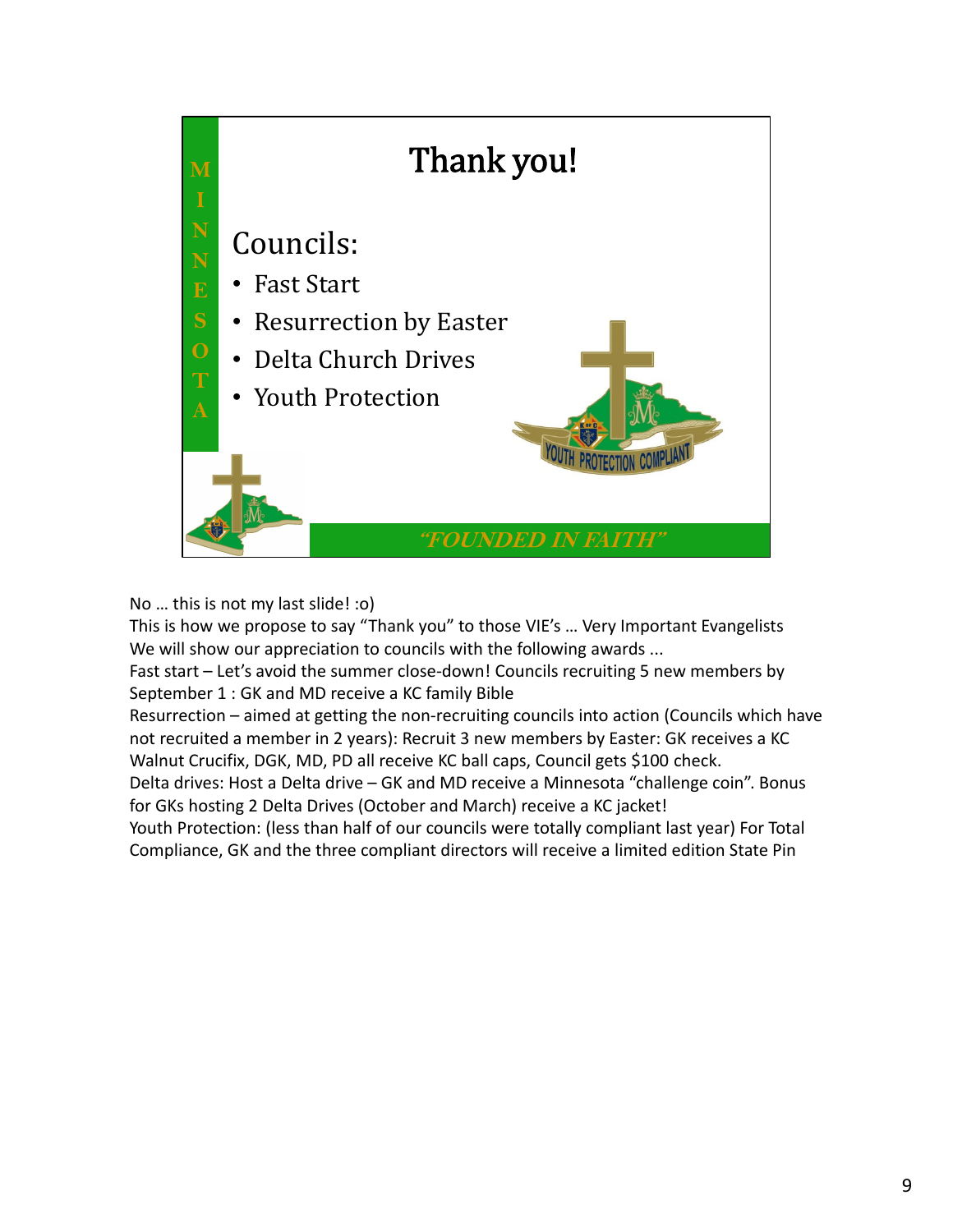# Thank you!

MINNESOTA

## Councils:

- Fast Start
- Resurrection by Easter
- Delta Church Drives
- Youth Protection

YOUTH PROTECTION COMPLIANT

*"FOUNDED IN FAITH"*

No … this is not my last slide! :o)

This is how we propose to say "Thank you" to those VIE's … Very Important Evangelists

We will show our appreciation to councils with the following awards ...

Fast start – Let's avoid the summer close-down! Councils recruiting 5 new members by September 1 : GK and MD receive a KC family Bible

Resurrection – aimed at getting the non-recruiting councils into action (Councils which have not recruited a member in 2 years): Recruit 3 new members by Easter: GK receives a KC Walnut Crucifix, DGK, MD, PD all receive KC ball caps, Council gets $100 check.

Delta drives: Host a Delta drive – GK and MD receive a Minnesota "challenge coin". Bonus for GKs hosting 2 Delta Drives (October and March) receive a KC jacket!

Youth Protection: (less than half of our councils were totally compliant last year) For Total Compliance, GK and the three compliant directors will receive a limited edition State Pin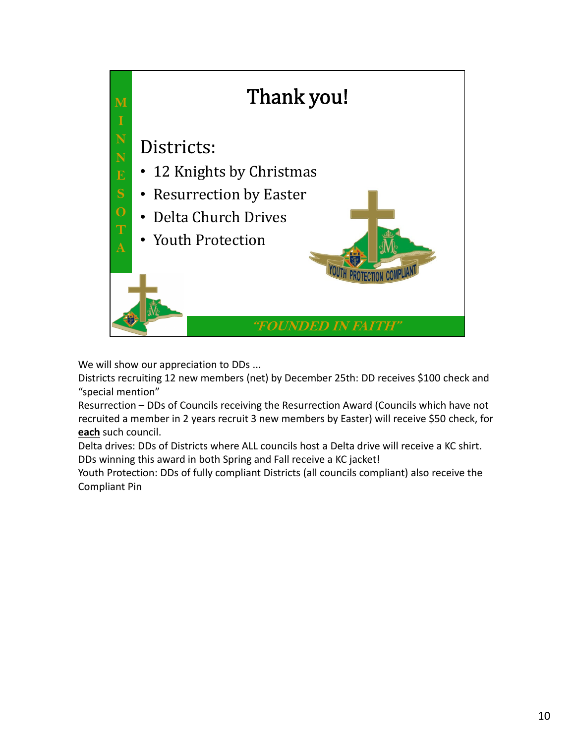# Thank you!

MINNESOTA

Districts:

- 12 Knights by Christmas
- Resurrection by Easter
- Delta Church Drives
- Youth Protection

YOUTH PROTECTION COMPLIANT

*"FOUNDED IN FAITH"*

We will show our appreciation to DDs ...
Districts recruiting 12 new members (net) by December 25th: DD receives $100 check and "special mention"
Resurrection – DDs of Councils receiving the Resurrection Award (Councils which have not recruited a member in 2 years recruit 3 new members by Easter) will receive $50 check, for **each** such council.
Delta drives: DDs of Districts where ALL councils host a Delta drive will receive a KC shirt. DDs winning this award in both Spring and Fall receive a KC jacket!
Youth Protection: DDs of fully compliant Districts (all councils compliant) also receive the Compliant Pin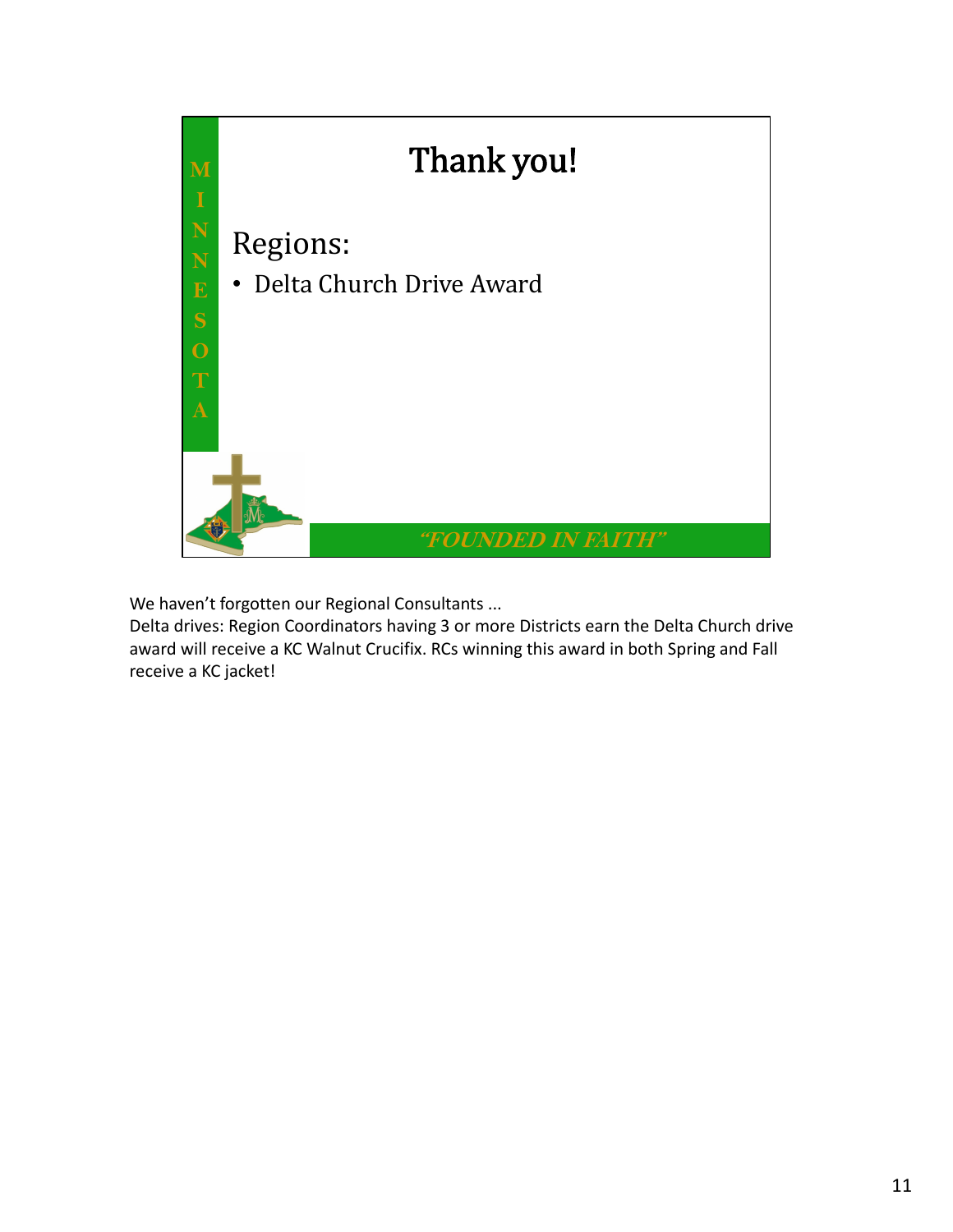# Thank you!

## Regions:

- Delta Church Drive Award

*"FOUNDED IN FAITH"*

We haven't forgotten our Regional Consultants ...
Delta drives: Region Coordinators having 3 or more Districts earn the Delta Church drive award will receive a KC Walnut Crucifix. RCs winning this award in both Spring and Fall receive a KC jacket!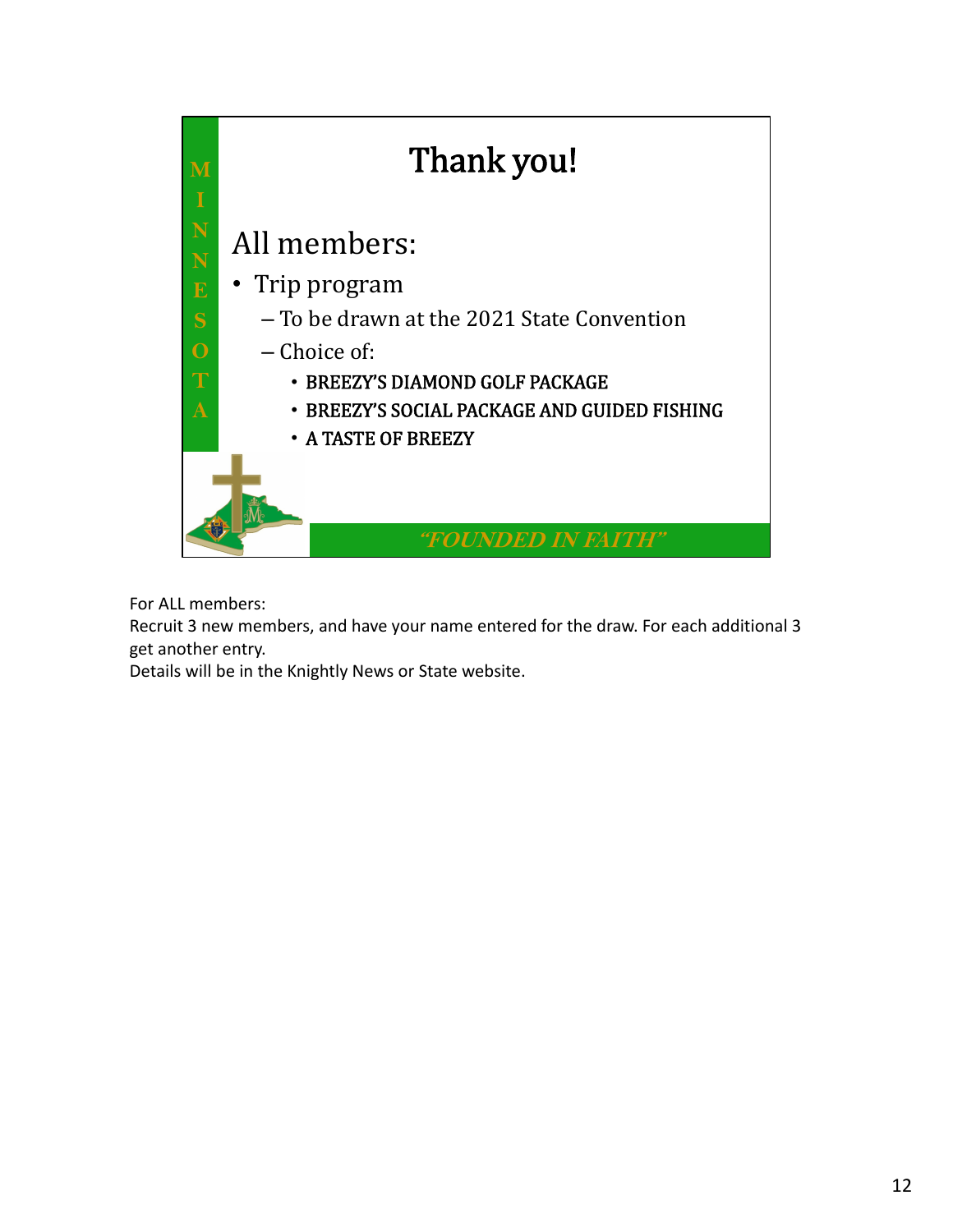M
I
N
N
E
S
O
T
A

# Thank you!

## All members:

- Trip program
  - To be drawn at the 2021 State Convention
  - Choice of:
    - BREEZY'S DIAMOND GOLF PACKAGE
    - BREEZY'S SOCIAL PACKAGE AND GUIDED FISHING
    - A TASTE OF BREEZY

*"FOUNDED IN FAITH"*

For ALL members:
Recruit 3 new members, and have your name entered for the draw. For each additional 3 get another entry.
Details will be in the Knightly News or State website.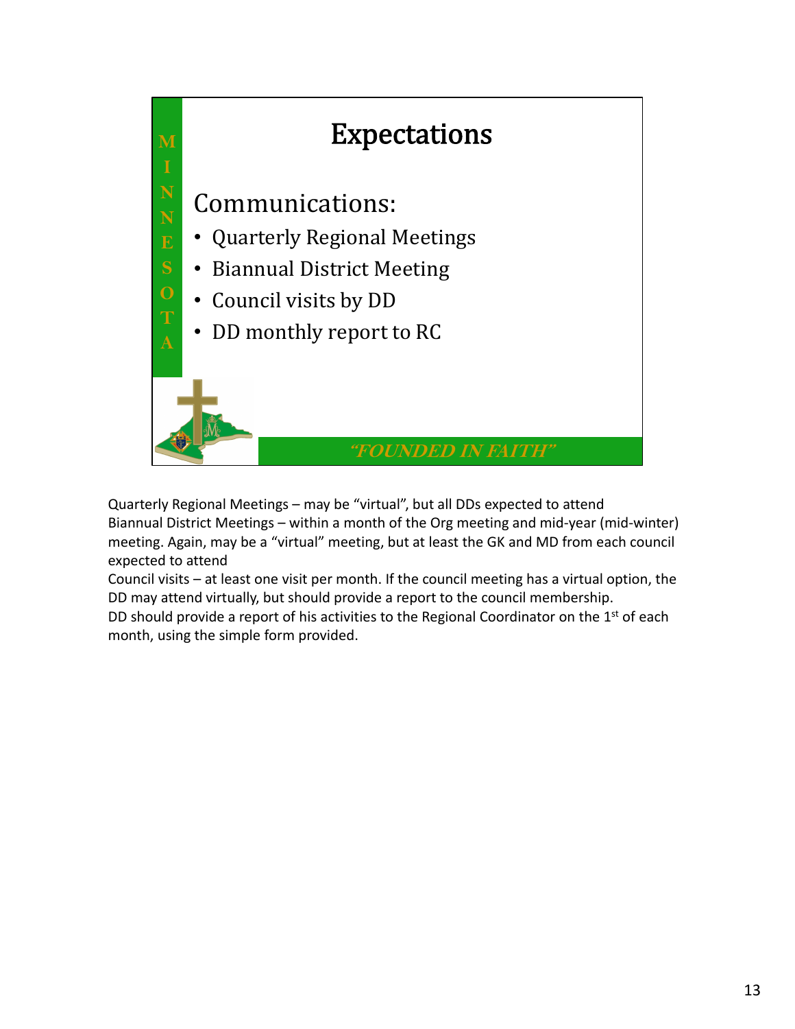# Expectations

## Communications:

- Quarterly Regional Meetings
- Biannual District Meeting
- Council visits by DD
- DD monthly report to RC

M I N N E S O T A

*"FOUNDED IN FAITH"*

Quarterly Regional Meetings – may be "virtual", but all DDs expected to attend
Biannual District Meetings – within a month of the Org meeting and mid-year (mid-winter) meeting. Again, may be a "virtual" meeting, but at least the GK and MD from each council expected to attend
Council visits – at least one visit per month. If the council meeting has a virtual option, the DD may attend virtually, but should provide a report to the council membership.
DD should provide a report of his activities to the Regional Coordinator on the 1st of each month, using the simple form provided.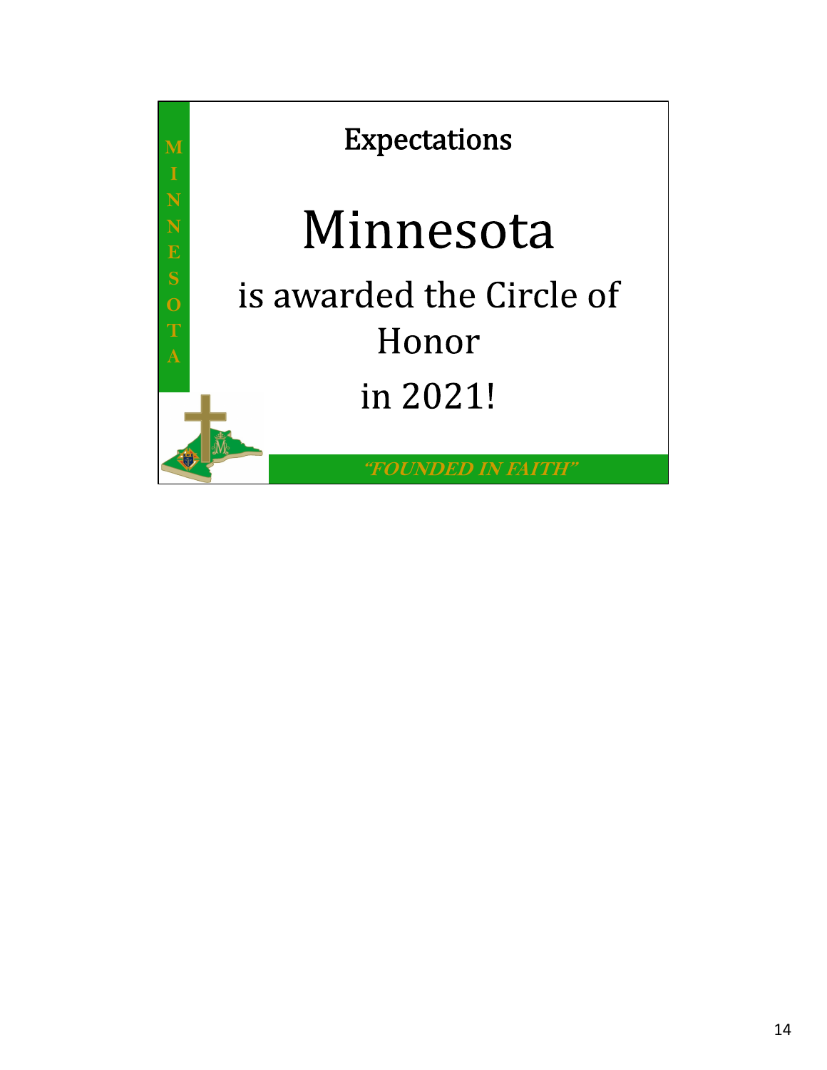# Expectations

# Minnesota

## is awarded the Circle of Honor

## in 2021!

MINNESOTA

*"FOUNDED IN FAITH"*